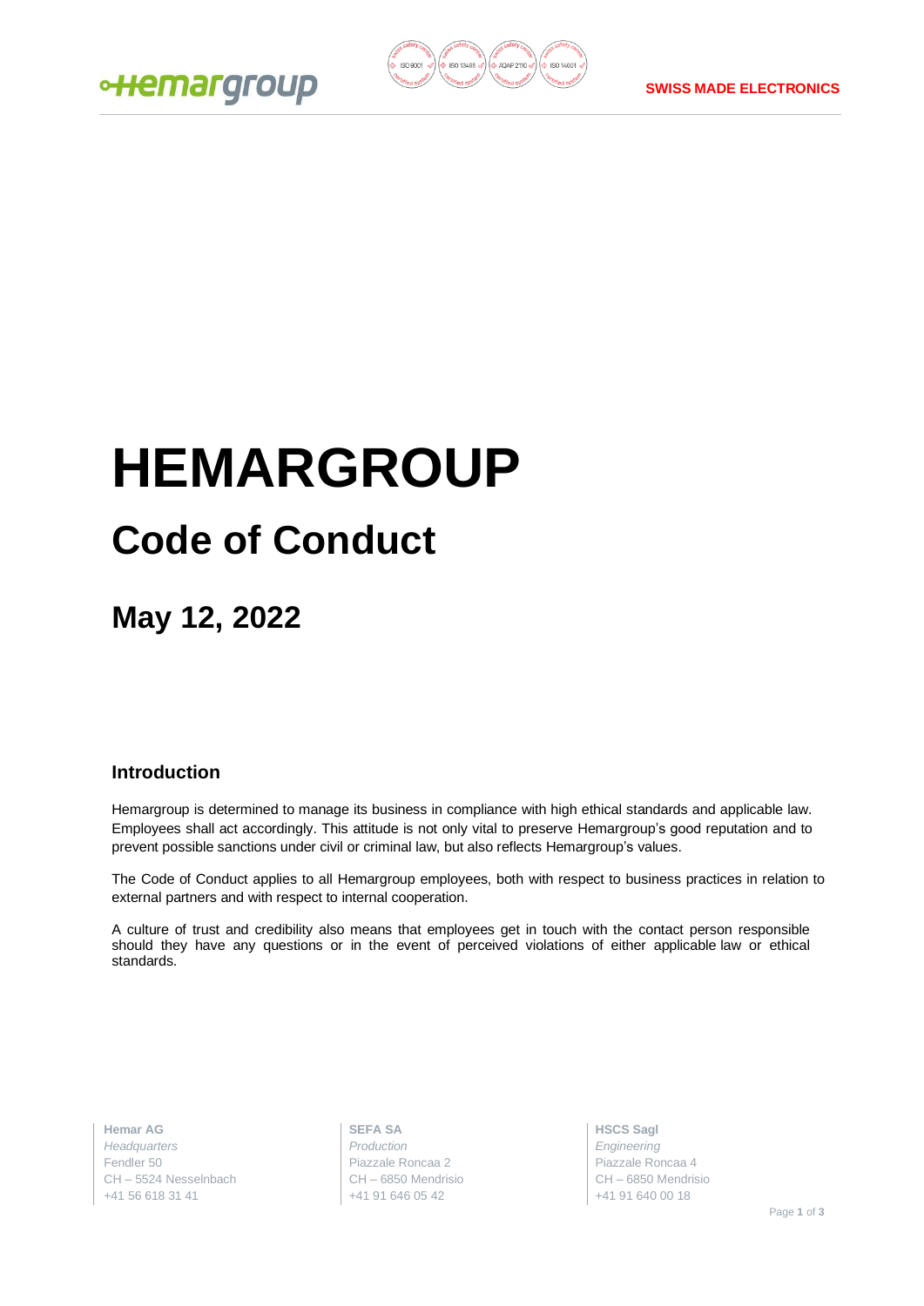# HEMARGROUP

## Code of Conduct

## May 12, 2022

### Introduction

Hemargroup is determined to manage its business in compliance with high ethical standards and applicable law. Employees shall act accordingly. This attitude is not only vital to preserve Hemargroup's good reputation and to prevent possible sanctions under civil or criminal law, but also reflects Hemargroup's values.

The Code of Conduct applies to all Hemargroup employees, both with respect to business practices in relation to external partners and with respect to internal cooperation.

A culture of trust and credibility also means that employees get in touch with the contact person responsible should they have any questions or in the event of perceived violations of either applicable law or ethical standards.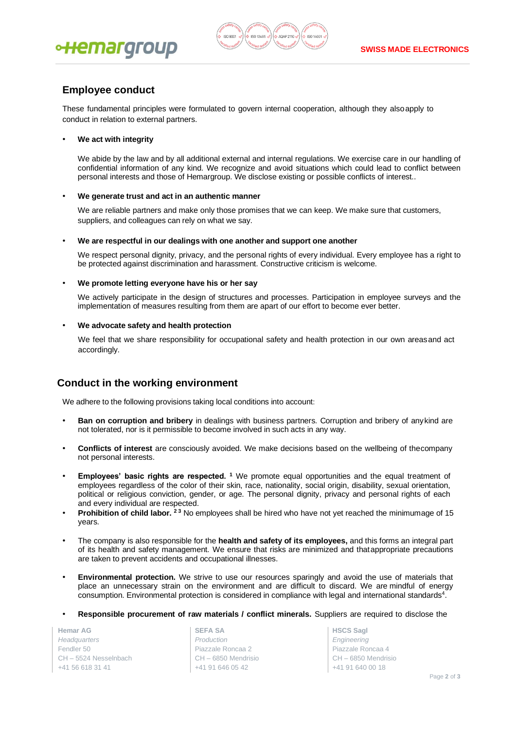## Employee conduct

These fundamental principles were formulated to govern internal cooperation, although they also apply to conduct in relation to external partners.

- **We act with integrity**

  We abide by the law and by all additional external and internal regulations. We exercise care in our handling of confidential information of any kind. We recognize and avoid situations which could lead to conflict between personal interests and those of Hemargroup. We disclose existing or possible conflicts of interest..

- **We generate trust and act in an authentic manner**

  We are reliable partners and make only those promises that we can keep. We make sure that customers, suppliers, and colleagues can rely on what we say.

- **We are respectful in our dealings with one another and support one another**

  We respect personal dignity, privacy, and the personal rights of every individual. Every employee has a right to be protected against discrimination and harassment. Constructive criticism is welcome.

- **We promote letting everyone have his or her say**

  We actively participate in the design of structures and processes. Participation in employee surveys and the implementation of measures resulting from them are apart of our effort to become ever better.

- **We advocate safety and health protection**

  We feel that we share responsibility for occupational safety and health protection in our own areasand act accordingly.

## Conduct in the working environment

We adhere to the following provisions taking local conditions into account:

- **Ban on corruption and bribery** in dealings with business partners. Corruption and bribery of anykind are not tolerated, nor is it permissible to become involved in such acts in any way.

- **Conflicts of interest** are consciously avoided. We make decisions based on the wellbeing of thecompany not personal interests.

- **Employees' basic rights are respected.** [1] We promote equal opportunities and the equal treatment of employees regardless of the color of their skin, race, nationality, social origin, disability, sexual orientation, political or religious conviction, gender, or age. The personal dignity, privacy and personal rights of each and every individual are respected.
- **Prohibition of child labor.** [2,3] No employees shall be hired who have not yet reached the minimumage of 15 years.

- The company is also responsible for the **health and safety of its employees,** and this forms an integral part of its health and safety management. We ensure that risks are minimized and thatappropriate precautions are taken to prevent accidents and occupational illnesses.

- **Environmental protection.** We strive to use our resources sparingly and avoid the use of materials that place an unnecessary strain on the environment and are difficult to discard. We are mindful of energy consumption. Environmental protection is considered in compliance with legal and international standards[4].

- **Responsible procurement of raw materials / conflict minerals.** Suppliers are required to disclose the

**Hemar AG**
*Headquarters*
Fendler 50
CH – 5524 Nesselnbach
+41 56 618 31 41

**SEFA SA**
*Production*
Piazzale Roncaa 2
CH – 6850 Mendrisio
+41 91 646 05 42

**HSCS Sagl**
*Engineering*
Piazzale Roncaa 4
CH – 6850 Mendrisio
+41 91 640 00 18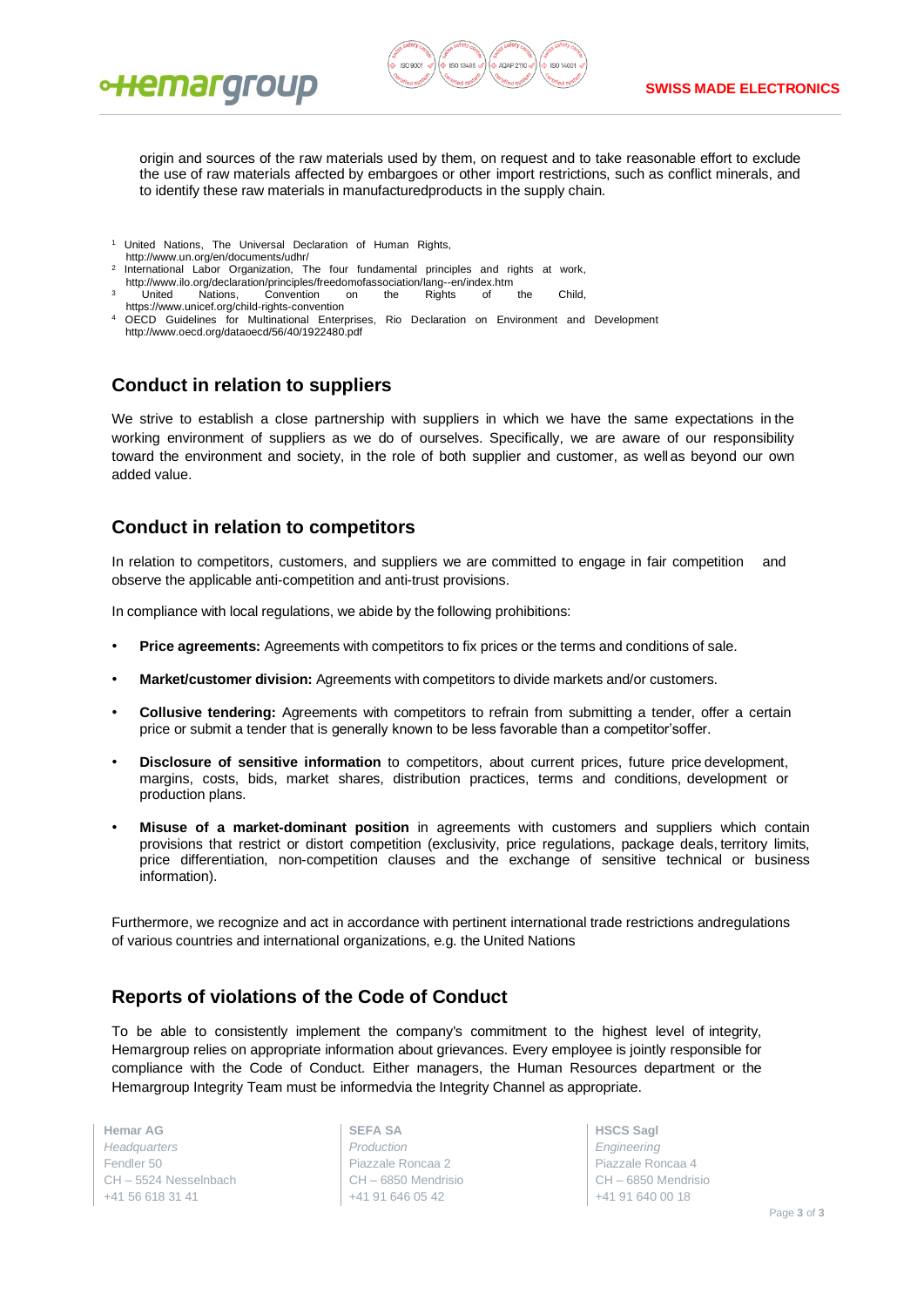origin and sources of the raw materials used by them, on request and to take reasonable effort to exclude the use of raw materials affected by embargoes or other import restrictions, such as conflict minerals, and to identify these raw materials in manufacturedproducts in the supply chain.

[1] United Nations, The Universal Declaration of Human Rights, http://www.un.org/en/documents/udhr/

[2] International Labor Organization, The four fundamental principles and rights at work, http://www.ilo.org/declaration/principles/freedomofassociation/lang--en/index.htm

[3] United Nations, Convention on the Rights of the Child, https://www.unicef.org/child-rights-convention

[4] OECD Guidelines for Multinational Enterprises, Rio Declaration on Environment and Development http://www.oecd.org/dataoecd/56/40/1922480.pdf

## Conduct in relation to suppliers

We strive to establish a close partnership with suppliers in which we have the same expectations in the working environment of suppliers as we do of ourselves. Specifically, we are aware of our responsibility toward the environment and society, in the role of both supplier and customer, as well as beyond our own added value.

## Conduct in relation to competitors

In relation to competitors, customers, and suppliers we are committed to engage in fair competition and observe the applicable anti-competition and anti-trust provisions.

In compliance with local regulations, we abide by the following prohibitions:

- **Price agreements:** Agreements with competitors to fix prices or the terms and conditions of sale.
- **Market/customer division:** Agreements with competitors to divide markets and/or customers.
- **Collusive tendering:** Agreements with competitors to refrain from submitting a tender, offer a certain price or submit a tender that is generally known to be less favorable than a competitor'soffer.
- **Disclosure of sensitive information** to competitors, about current prices, future price development, margins, costs, bids, market shares, distribution practices, terms and conditions, development or production plans.
- **Misuse of a market-dominant position** in agreements with customers and suppliers which contain provisions that restrict or distort competition (exclusivity, price regulations, package deals, territory limits, price differentiation, non-competition clauses and the exchange of sensitive technical or business information).

Furthermore, we recognize and act in accordance with pertinent international trade restrictions andregulations of various countries and international organizations, e.g. the United Nations

## Reports of violations of the Code of Conduct

To be able to consistently implement the company's commitment to the highest level of integrity, Hemargroup relies on appropriate information about grievances. Every employee is jointly responsible for compliance with the Code of Conduct. Either managers, the Human Resources department or the Hemargroup Integrity Team must be informedvia the Integrity Channel as appropriate.